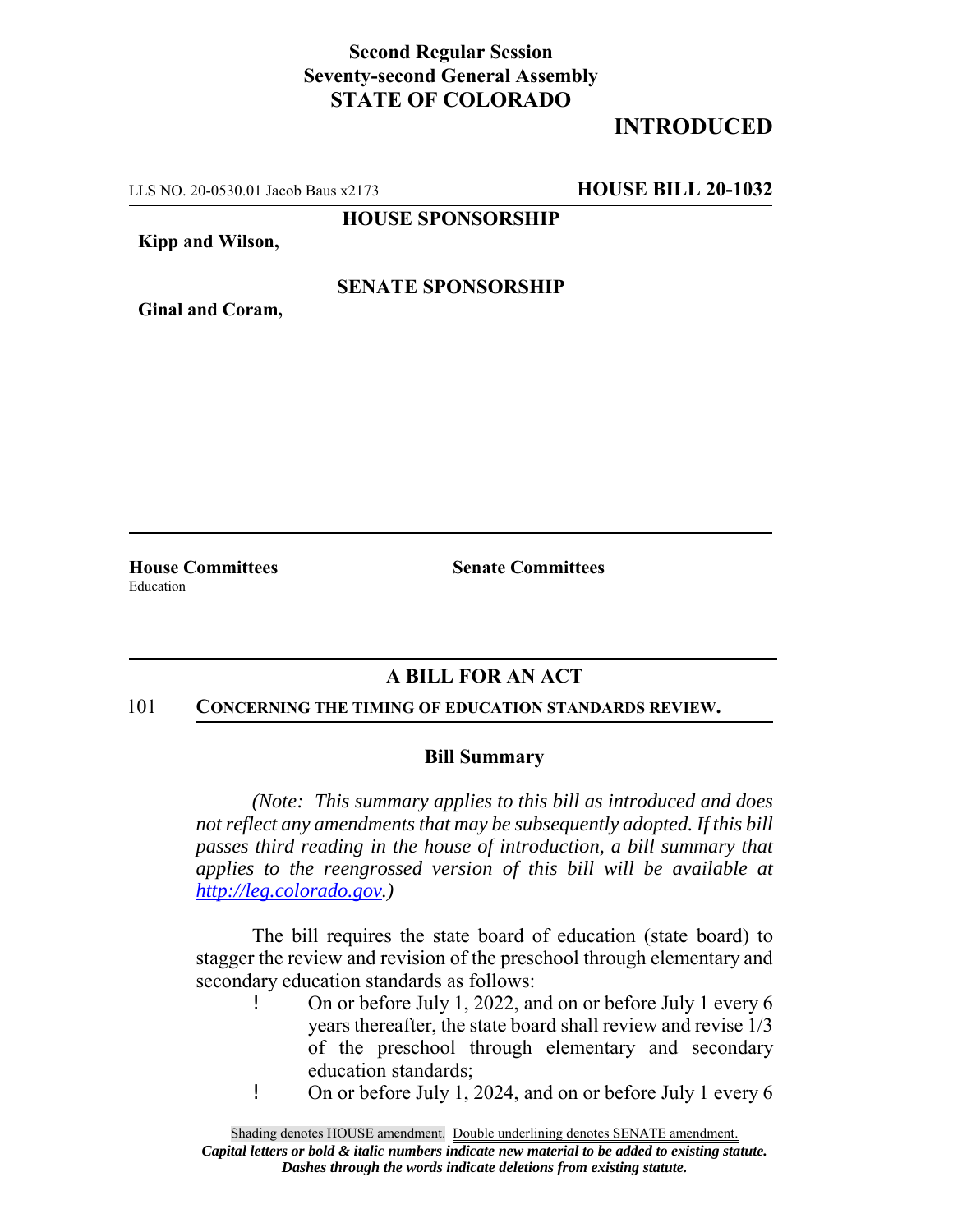**Second Regular Session**
**Seventy-second General Assembly**
**STATE OF COLORADO**

**INTRODUCED**

LLS NO. 20-0530.01 Jacob Baus x2173 **HOUSE BILL 20-1032**

**HOUSE SPONSORSHIP**

**Kipp and Wilson,**

**SENATE SPONSORSHIP**

**Ginal and Coram,**

**House Committees**
Education

**Senate Committees**

## A BILL FOR AN ACT

101 **CONCERNING THE TIMING OF EDUCATION STANDARDS REVIEW.**

### Bill Summary

*(Note: This summary applies to this bill as introduced and does not reflect any amendments that may be subsequently adopted. If this bill passes third reading in the house of introduction, a bill summary that applies to the reengrossed version of this bill will be available at http://leg.colorado.gov.)*

The bill requires the state board of education (state board) to stagger the review and revision of the preschool through elementary and secondary education standards as follows:

- On or before July 1, 2022, and on or before July 1 every 6 years thereafter, the state board shall review and revise 1/3 of the preschool through elementary and secondary education standards;
- On or before July 1, 2024, and on or before July 1 every 6

Shading denotes HOUSE amendment. Double underlining denotes SENATE amendment.
*Capital letters or bold & italic numbers indicate new material to be added to existing statute.*
*Dashes through the words indicate deletions from existing statute.*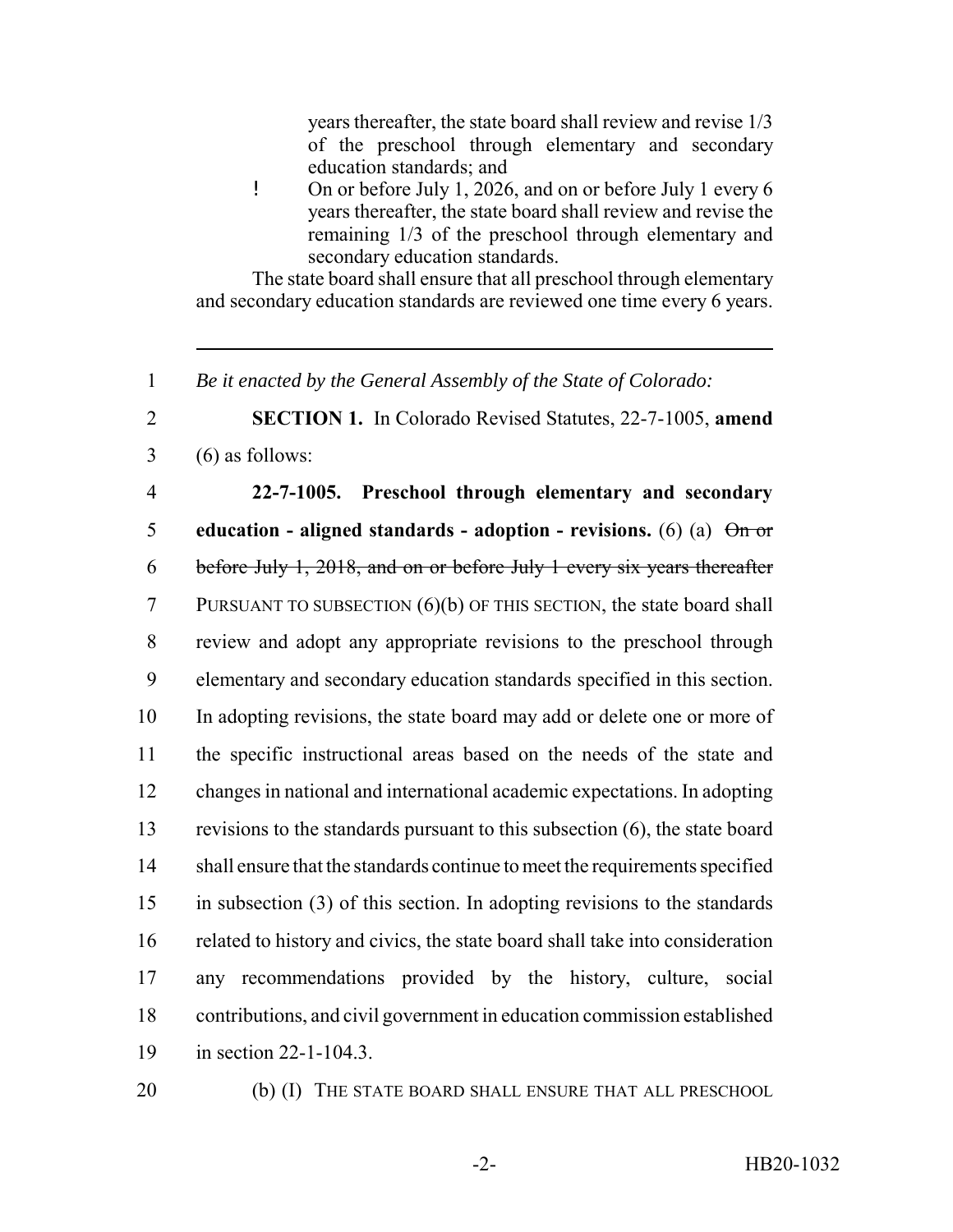years thereafter, the state board shall review and revise 1/3 of the preschool through elementary and secondary education standards; and

- On or before July 1, 2026, and on or before July 1 every 6 years thereafter, the state board shall review and revise the remaining 1/3 of the preschool through elementary and secondary education standards.

The state board shall ensure that all preschool through elementary and secondary education standards are reviewed one time every 6 years.

---

1 *Be it enacted by the General Assembly of the State of Colorado:*

2 **SECTION 1.** In Colorado Revised Statutes, 22-7-1005, **amend**
3 (6) as follows:

4 **22-7-1005. Preschool through elementary and secondary**
5 **education - aligned standards - adoption - revisions.** (6) (a) ~~On or~~
6 ~~before July 1, 2018, and on or before July 1 every six years thereafter~~
7 PURSUANT TO SUBSECTION (6)(b) OF THIS SECTION, the state board shall
8 review and adopt any appropriate revisions to the preschool through
9 elementary and secondary education standards specified in this section.
10 In adopting revisions, the state board may add or delete one or more of
11 the specific instructional areas based on the needs of the state and
12 changes in national and international academic expectations. In adopting
13 revisions to the standards pursuant to this subsection (6), the state board
14 shall ensure that the standards continue to meet the requirements specified
15 in subsection (3) of this section. In adopting revisions to the standards
16 related to history and civics, the state board shall take into consideration
17 any recommendations provided by the history, culture, social
18 contributions, and civil government in education commission established
19 in section 22-1-104.3.

20 (b) (I) THE STATE BOARD SHALL ENSURE THAT ALL PRESCHOOL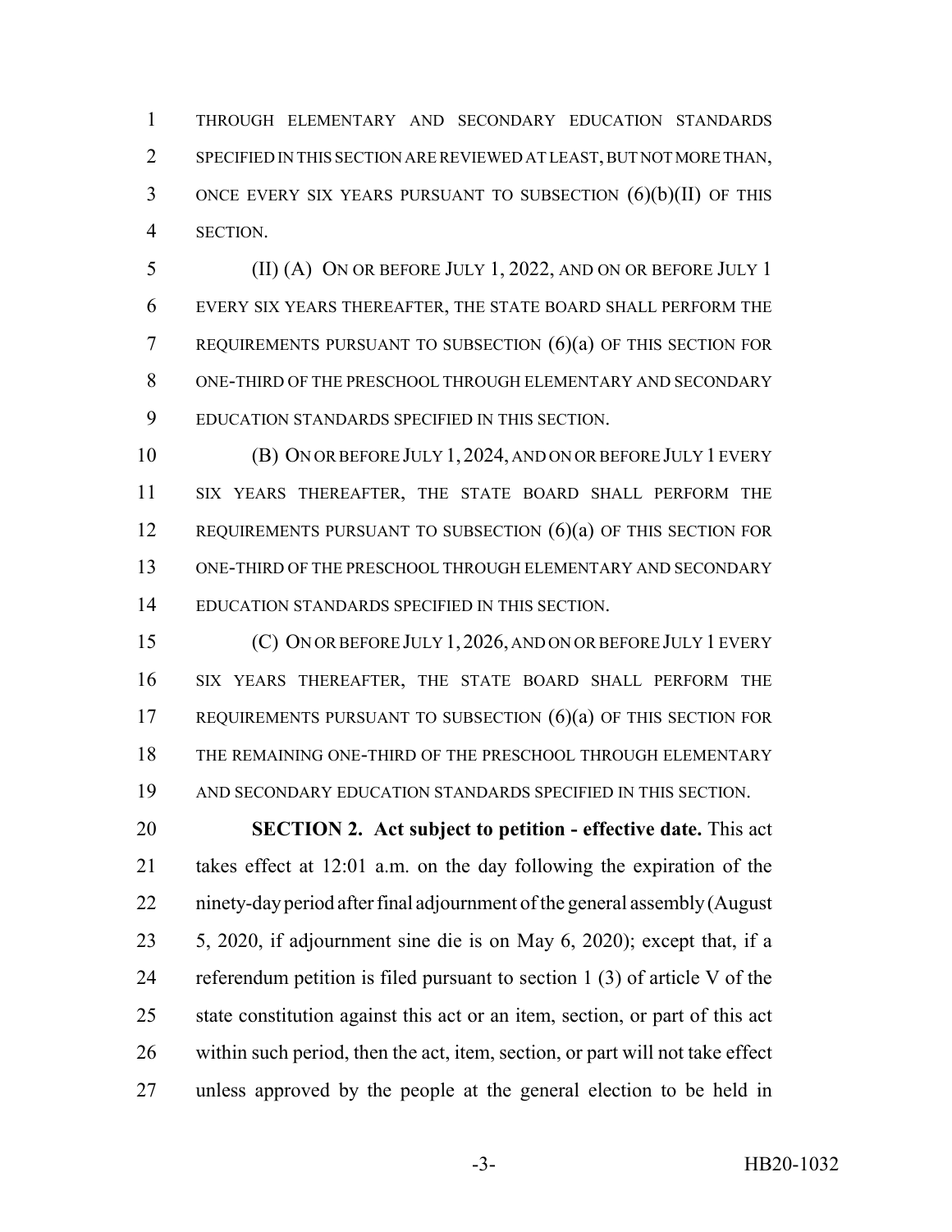THROUGH ELEMENTARY AND SECONDARY EDUCATION STANDARDS SPECIFIED IN THIS SECTION ARE REVIEWED AT LEAST, BUT NOT MORE THAN, ONCE EVERY SIX YEARS PURSUANT TO SUBSECTION (6)(b)(II) OF THIS SECTION.

(II) (A) ON OR BEFORE JULY 1, 2022, AND ON OR BEFORE JULY 1 EVERY SIX YEARS THEREAFTER, THE STATE BOARD SHALL PERFORM THE REQUIREMENTS PURSUANT TO SUBSECTION (6)(a) OF THIS SECTION FOR ONE-THIRD OF THE PRESCHOOL THROUGH ELEMENTARY AND SECONDARY EDUCATION STANDARDS SPECIFIED IN THIS SECTION.

(B) ON OR BEFORE JULY 1, 2024, AND ON OR BEFORE JULY 1 EVERY SIX YEARS THEREAFTER, THE STATE BOARD SHALL PERFORM THE REQUIREMENTS PURSUANT TO SUBSECTION (6)(a) OF THIS SECTION FOR ONE-THIRD OF THE PRESCHOOL THROUGH ELEMENTARY AND SECONDARY EDUCATION STANDARDS SPECIFIED IN THIS SECTION.

(C) ON OR BEFORE JULY 1, 2026, AND ON OR BEFORE JULY 1 EVERY SIX YEARS THEREAFTER, THE STATE BOARD SHALL PERFORM THE REQUIREMENTS PURSUANT TO SUBSECTION (6)(a) OF THIS SECTION FOR THE REMAINING ONE-THIRD OF THE PRESCHOOL THROUGH ELEMENTARY AND SECONDARY EDUCATION STANDARDS SPECIFIED IN THIS SECTION.

**SECTION 2. Act subject to petition - effective date.** This act takes effect at 12:01 a.m. on the day following the expiration of the ninety-day period after final adjournment of the general assembly (August 5, 2020, if adjournment sine die is on May 6, 2020); except that, if a referendum petition is filed pursuant to section 1 (3) of article V of the state constitution against this act or an item, section, or part of this act within such period, then the act, item, section, or part will not take effect unless approved by the people at the general election to be held in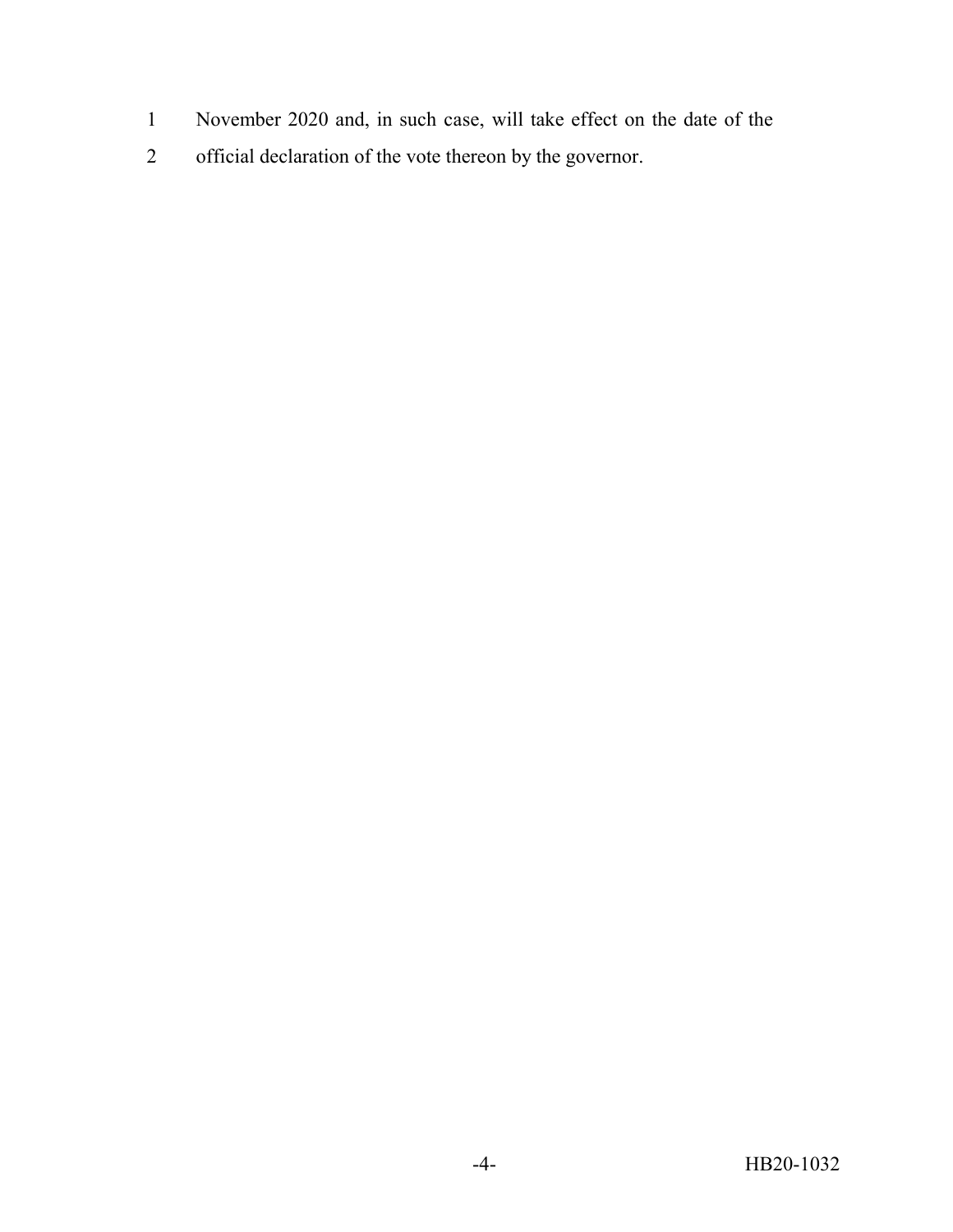November 2020 and, in such case, will take effect on the date of the official declaration of the vote thereon by the governor.